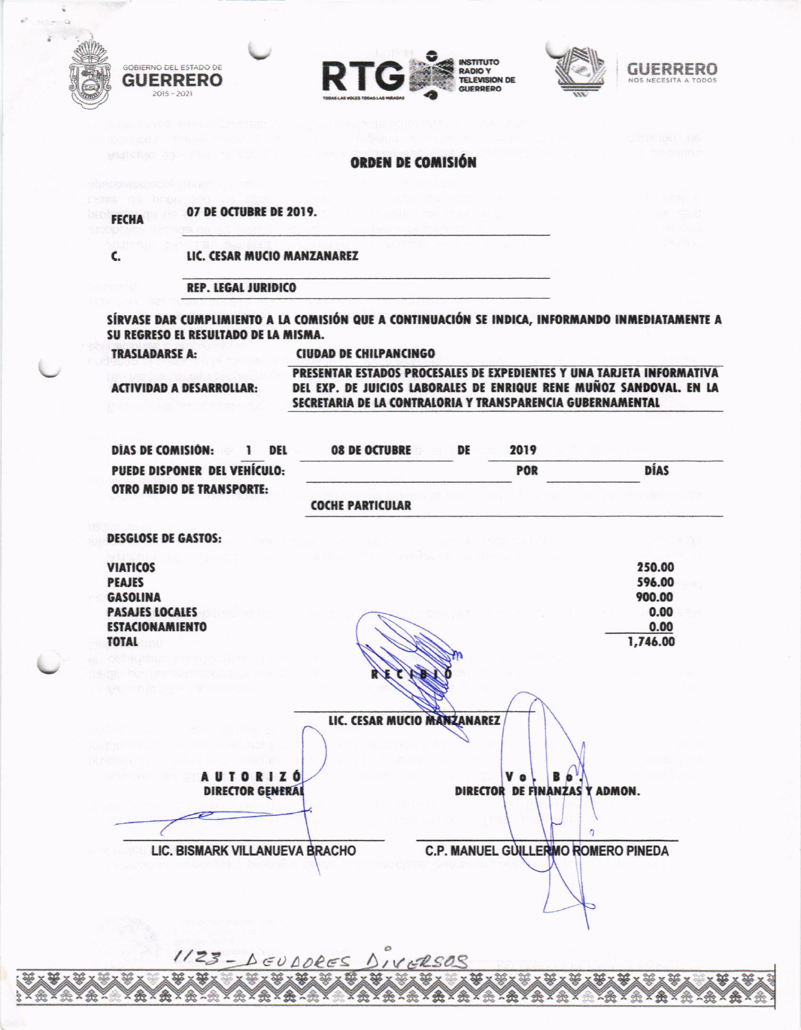GOBIERNO DEL ESTADO DE **GUERRERO** 2015 - 2021

**RTG** INSTITUTO RADIO Y TELEVISION DE GUERRERO — TODAS LAS VOCES TODAS LAS MIRADAS

**GUERRERO** NOS NECESITA A TODOS

## ORDEN DE COMISIÓN

**FECHA** **07 DE OCTUBRE DE 2019.**

**C.** **LIC. CESAR MUCIO MANZANAREZ**

**REP. LEGAL JURIDICO**

**SÍRVASE DAR CUMPLIMIENTO A LA COMISIÓN QUE A CONTINUACIÓN SE INDICA, INFORMANDO INMEDIATAMENTE A SU REGRESO EL RESULTADO DE LA MISMA.**

**TRASLADARSE A:** **CIUDAD DE CHILPANCINGO**

**ACTIVIDAD A DESARROLLAR:** **PRESENTAR ESTADOS PROCESALES DE EXPEDIENTES Y UNA TARJETA INFORMATIVA DEL EXP. DE JUICIOS LABORALES DE ENRIQUE RENE MUÑOZ SANDOVAL. EN LA SECRETARIA DE LA CONTRALORIA Y TRANSPARENCIA GUBERNAMENTAL**

**DÍAS DE COMISIÓN:** **1** **DEL** **08 DE OCTUBRE** **DE** **2019**

**PUEDE DISPONER DEL VEHÍCULO:** ________ **POR** ________ **DÍAS**

**OTRO MEDIO DE TRANSPORTE:** **COCHE PARTICULAR**

**DESGLOSE DE GASTOS:**

| | |
|---|---|
| **VIATICOS** | **250.00** |
| **PEAJES** | **596.00** |
| **GASOLINA** | **900.00** |
| **PASAJES LOCALES** | **0.00** |
| **ESTACIONAMIENTO** | **0.00** |
| **TOTAL** | **1,746.00** |

**RECIBIÓ**

**LIC. CESAR MUCIO MANZANAREZ**

| **AUTORIZÓ** | **Vo. Bo.** |
|---|---|
| **DIRECTOR GENERAL** | **DIRECTOR DE FINANZAS Y ADMON.** |
| **LIC. BISMARK VILLANUEVA BRACHO** | **C.P. MANUEL GUILLERMO ROMERO PINEDA** |

1123 - DEUDORES DIVERSOS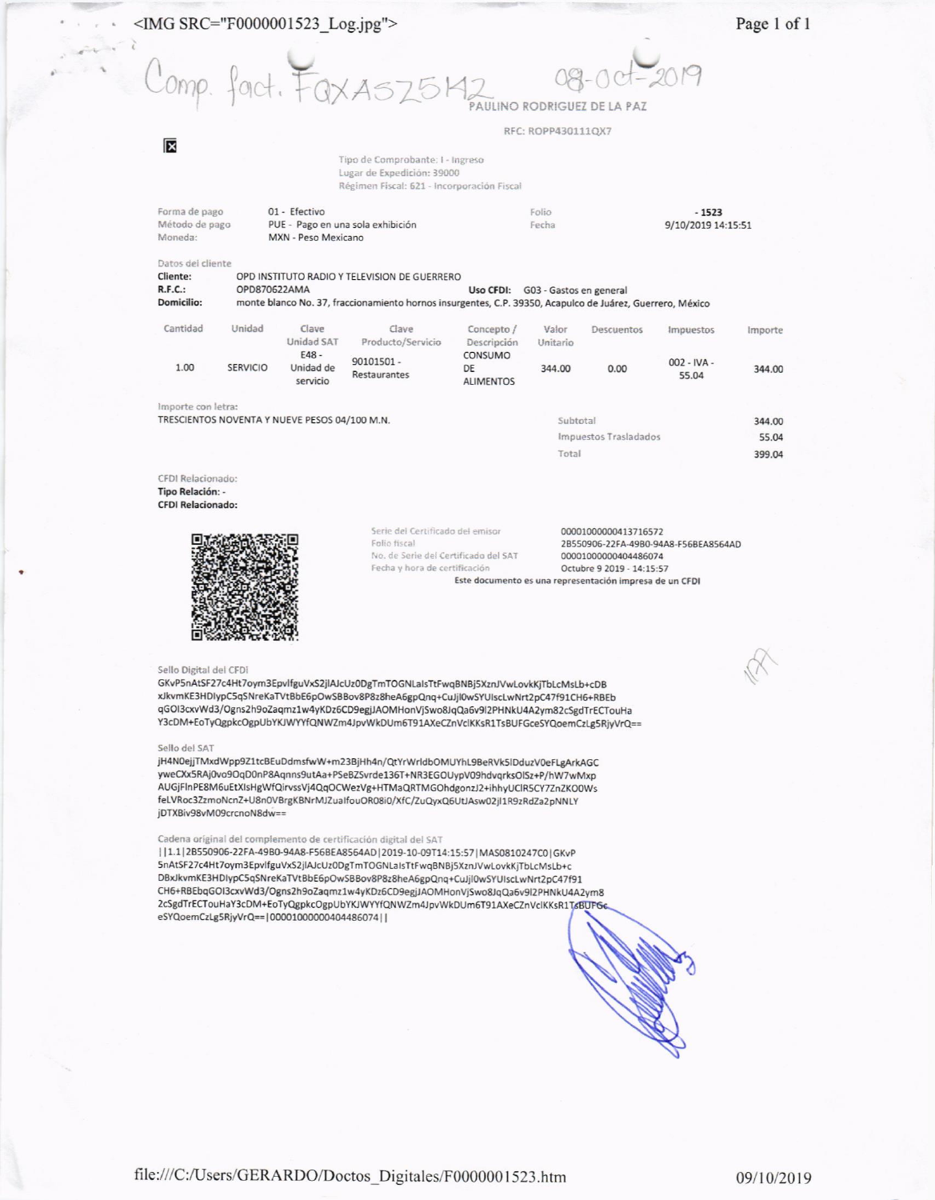Comp. fact. FQXASZ5142 08-oct-2019

PAULINO RODRIGUEZ DE LA PAZ

RFC: ROPP430111QX7

Tipo de Comprobante: I - Ingreso
Lugar de Expedición: 39000
Régimen Fiscal: 621 - Incorporación Fiscal

| | | | |
|---|---|---|---|
| Forma de pago | 01 - Efectivo | Folio | - 1523 |
| Método de pago | PUE - Pago en una sola exhibición | Fecha | 9/10/2019 14:15:51 |
| Moneda: | MXN - Peso Mexicano | | |

Datos del cliente

**Cliente:** OPD INSTITUTO RADIO Y TELEVISION DE GUERRERO
**R.F.C.:** OPD870622AMA **Uso CFDI:** G03 - Gastos en general
**Domicilio:** monte blanco No. 37, fraccionamiento hornos insurgentes, C.P. 39350, Acapulco de Juárez, Guerrero, México

| Cantidad | Unidad | Clave Unidad SAT | Clave Producto/Servicio | Concepto / Descripción | Valor Unitario | Descuentos | Impuestos | Importe |
|---|---|---|---|---|---|---|---|---|
| 1.00 | SERVICIO | E48 - Unidad de servicio | 90101501 - Restaurantes | CONSUMO DE ALIMENTOS | 344.00 | 0.00 | 002 - IVA - 55.04 | 344.00 |

Importe con letra:
TRESCIENTOS NOVENTA Y NUEVE PESOS 04/100 M.N.

| | |
|---|---|
| Subtotal | 344.00 |
| Impuestos Trasladados | 55.04 |
| Total | 399.04 |

CFDI Relacionado:
**Tipo Relación:** -
**CFDI Relacionado:**

| | |
|---|---|
| Serie del Certificado del emisor | 00001000000413716572 |
| Folio fiscal | 2B550906-22FA-49B0-94A8-F56BEA8564AD |
| No. de Serie del Certificado del SAT | 00001000000404486074 |
| Fecha y hora de certificación | Octubre 9 2019 - 14:15:57 |

**Este documento es una representación impresa de un CFDI**

Sello Digital del CFDI
GKvP5nAtSF27c4Ht7oym3EpvlfguVxS2jlAJcUz0DgTmTOGNLalsTtFwqBNBj5XznJVwLovkKjTbLcMsLb+cDBxJkvmKE3HDlypC5qSNreKaTVtBbE6pOwSBBov8P8z8heA6gpQnq+CuJjl0wSYUlscLwNrt2pC47f91CH6+RBEbqGOl3cxvWd3/Ogns2h9oZaqmz1w4yKDz6CD9egjJAOMHonVjSwo8JqQa6v9l2PHNkU4A2ym82cSgdTrECTouHaY3cDM+EoTyQgpkcOgpUbYKJWYYfQNWZm4JpvWkDUm6T91AXeCZnVclKKsR1TsBUFGceSYQoemCzLg5RjyVrQ==

Sello del SAT
jH4N0ejjTMxdWpp9Z1tcBEuDdmsfwW+m23BjHh4n/QtYrWrldbOMUYhL9BeRVk5lDduzV0eFLgArkAGCyweCXx5RAj0vo9OqD0nP8Aqnns9utAa+PSeBZSvrde136T+NR3EGOUypV09hdvqrksOlSz+P/hW7wMxpAUGjFlnPE8M6uEtXlsHgWfQirvssVj4QqOCWezVg+HTMaQRTMGOhdgonzJ2+ihhyUClR5CY7ZnZKO0WsfeLVRoc3ZzmoNcnZ+U8n0VBrgKBNrMJZualfouOR08i0/XfC/ZuQyxQ6UtJAsw02jl1R9zRdZa2pNNLYjDTXBiv98vM09crcnoN8dw==

Cadena original del complemento de certificación digital del SAT
||1.1|2B550906-22FA-49B0-94A8-F56BEA8564AD|2019-10-09T14:15:57|MAS0810247C0|GKvP5nAtSF27c4Ht7oym3EpvlfguVxS2jlAJcUz0DgTmTOGNLalsTtFwqBNBj5XznJVwLovkKjTbLcMsLb+cDBxJkvmKE3HDlypC5qSNreKaTVtBbE6pOwSBBov8P8z8heA6gpQnq+CuJjl0wSYUlscLwNrt2pC47f91CH6+RBEbqGOl3cxvWd3/Ogns2h9oZaqmz1w4yKDz6CD9egjJAOMHonVjSwo8JqQa6v9l2PHNkU4A2ym82cSgdTrECTouHaY3cDM+EoTyQgpkcOgpUbYKJWYYfQNWZm4JpvWkDUm6T91AXeCZnVclKKsR1TsBUFGceSYQoemCzLg5RjyVrQ==|00001000000404486074||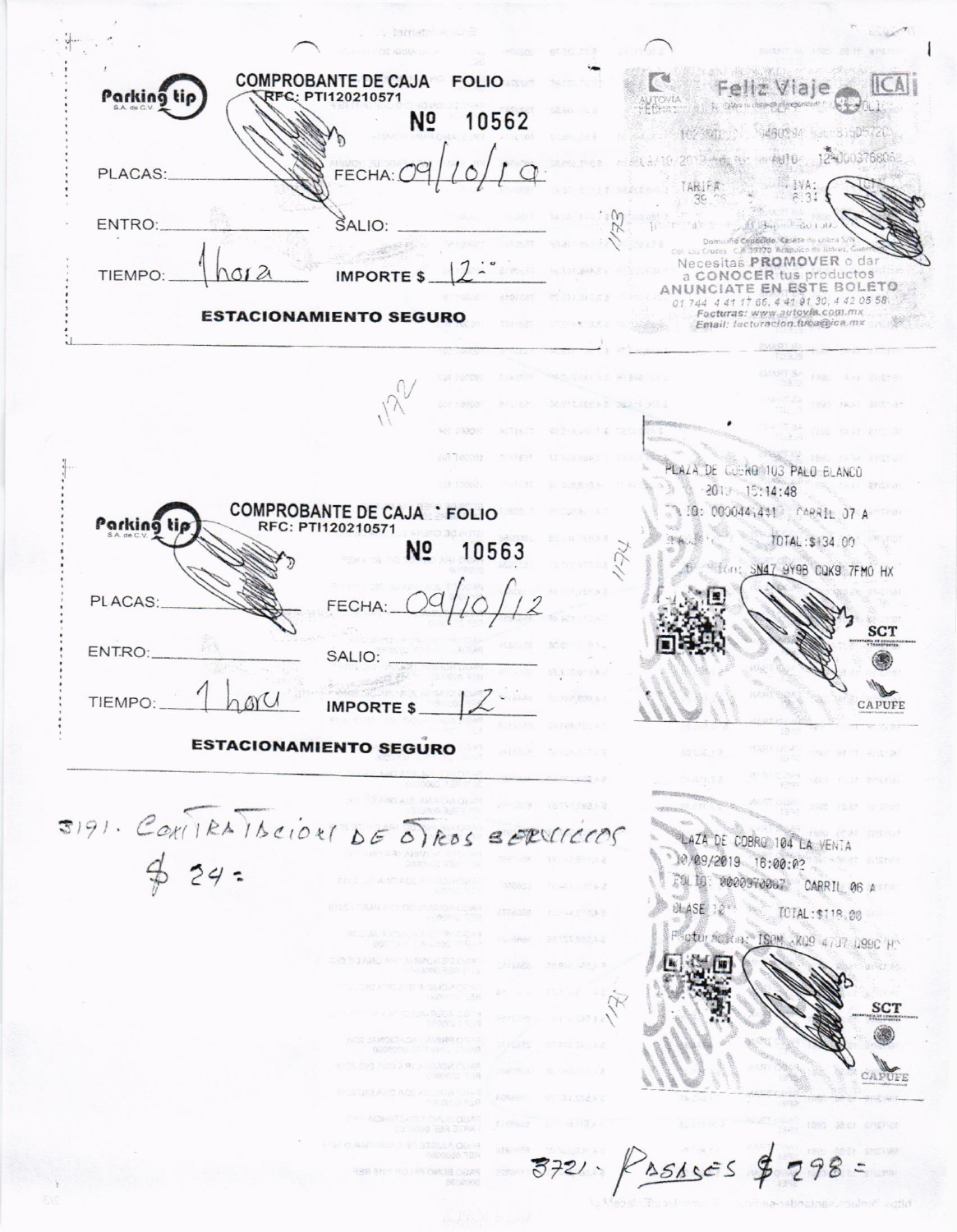**Parking tip** S.A. de C.V.

**COMPROBANTE DE CAJA FOLIO**

RFC: PTI120210571

**Nº 10562**

PLACAS: ________ FECHA: 09/10/19

ENTRO: ________ SALIO: ________

TIEMPO: 1 hora IMPORTE $ 12:—

**ESTACIONAMIENTO SEGURO**

AUTOVIA **Feliz Viaje** ICA

TARIFA 39.

IVA: 6.34

Necesitas **PROMOVER** o dar a **CONOCER** tus productos

**ANUNCIATE EN ESTE BOLETO**

01 744 4 41 17 66, 4 41 91 30, 4 42 05 58

*Facturas: www.autovia.com.mx*

*Email: facturacion.tuca@ica.mx*

1173

1172

**Parking tip** S.A. de C.V.

**COMPROBANTE DE CAJA FOLIO**

RFC: PTI120210571

**Nº 10563**

PLACAS: ________ FECHA: 09/10/12

ENTRO: ________ SALIO: ________

TIEMPO: 1 hora IMPORTE $ 12:—

**ESTACIONAMIENTO SEGURO**

PLAZA DE COBRO 103 PALO BLANCO

2019 15:14:48

FOLIO: 000044441 CARRIL 07 A

TOTAL:$134.00

Factura: SN47 9Y9B CQK9 7FM0 HX

SCT CAPUFE

1174

3191. CONTRATACION DE OTROS SERVICIOS

$ 24=

PLAZA DE COBRO 104 LA VENTA

10/09/2019 16:00:02

FOLIO: 0000970007 CARRIL 06 A

CLASE 12 TOTAL:$118.00

Factura: ISOM JK09 4737 U99C HC

SCT CAPUFE

1175

3721. PASAJES $ 298=